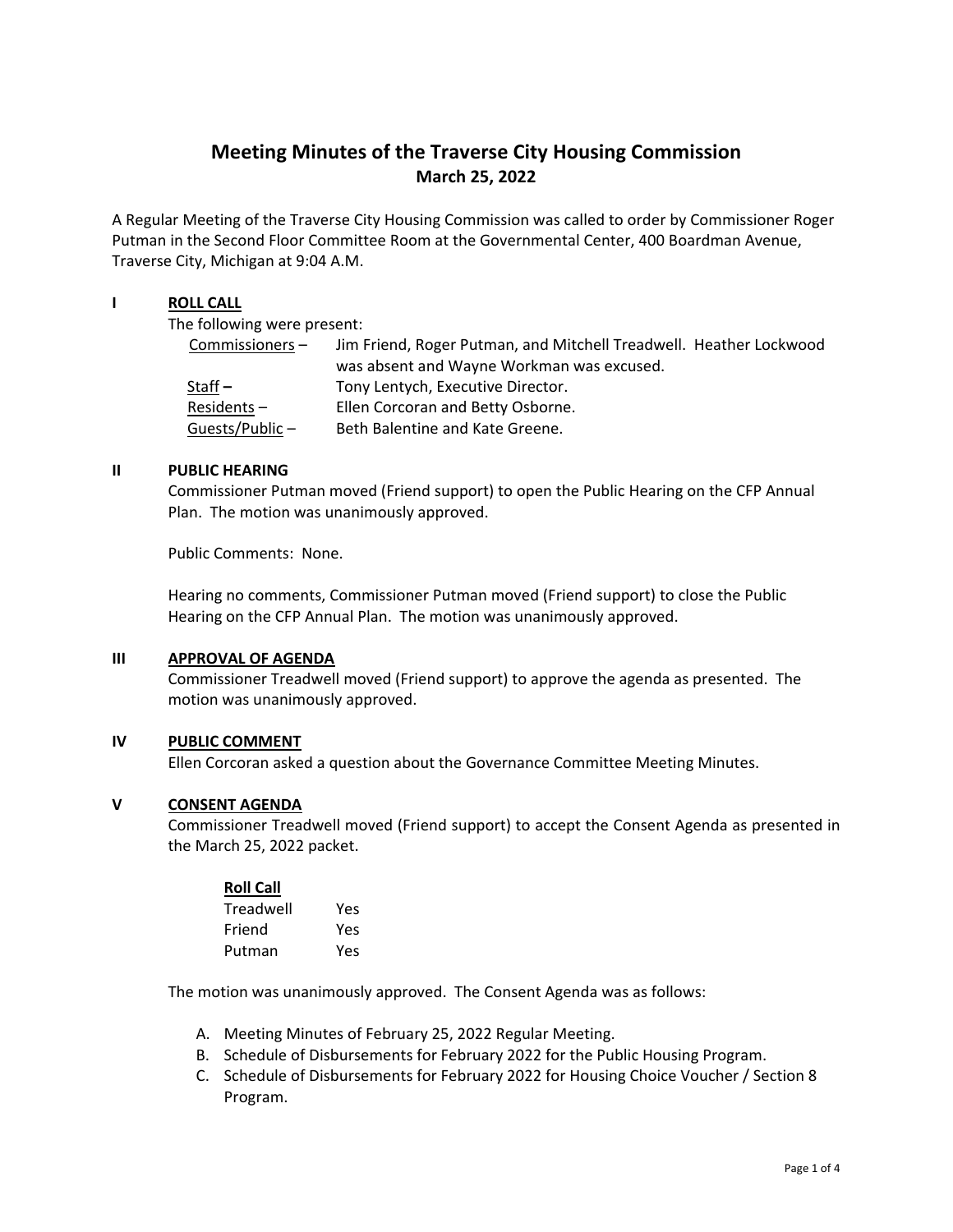# Meeting Minutes of the Traverse City Housing Commission

## March 25, 2022

A Regular Meeting of the Traverse City Housing Commission was called to order by Commissioner Roger Putman in the Second Floor Committee Room at the Governmental Center, 400 Boardman Avenue, Traverse City, Michigan at 9:04 A.M.

### I ROLL CALL

The following were present:

| | |
|---|---|
| Commissioners – | Jim Friend, Roger Putman, and Mitchell Treadwell. Heather Lockwood was absent and Wayne Workman was excused. |
| Staff – | Tony Lentych, Executive Director. |
| Residents – | Ellen Corcoran and Betty Osborne. |
| Guests/Public – | Beth Balentine and Kate Greene. |

### II PUBLIC HEARING

Commissioner Putman moved (Friend support) to open the Public Hearing on the CFP Annual Plan. The motion was unanimously approved.

Public Comments: None.

Hearing no comments, Commissioner Putman moved (Friend support) to close the Public Hearing on the CFP Annual Plan. The motion was unanimously approved.

### III APPROVAL OF AGENDA

Commissioner Treadwell moved (Friend support) to approve the agenda as presented. The motion was unanimously approved.

### IV PUBLIC COMMENT

Ellen Corcoran asked a question about the Governance Committee Meeting Minutes.

### V CONSENT AGENDA

Commissioner Treadwell moved (Friend support) to accept the Consent Agenda as presented in the March 25, 2022 packet.

**Roll Call**

| | |
|---|---|
| Treadwell | Yes |
| Friend | Yes |
| Putman | Yes |

The motion was unanimously approved. The Consent Agenda was as follows:

A. Meeting Minutes of February 25, 2022 Regular Meeting.
B. Schedule of Disbursements for February 2022 for the Public Housing Program.
C. Schedule of Disbursements for February 2022 for Housing Choice Voucher / Section 8 Program.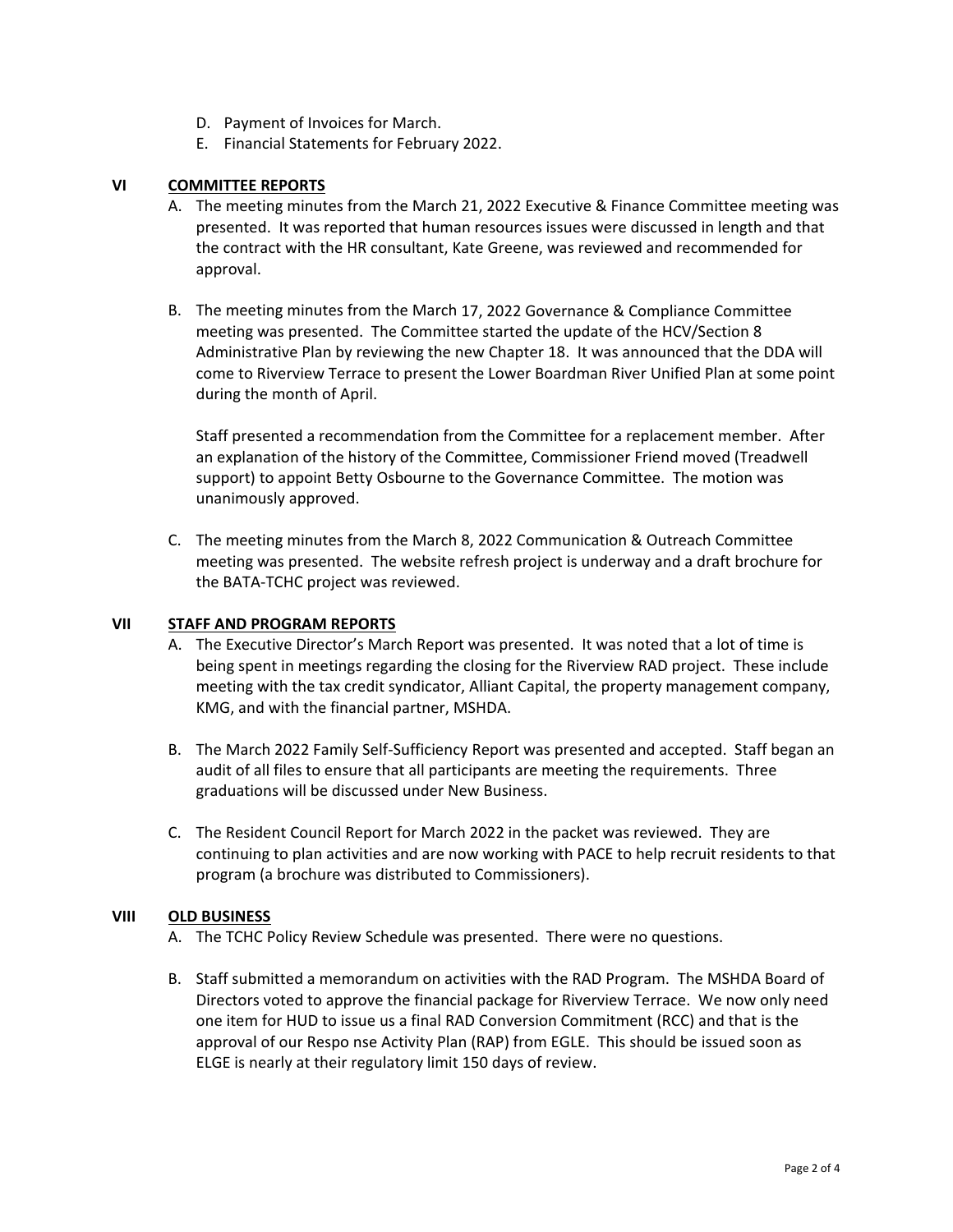D. Payment of Invoices for March.
E. Financial Statements for February 2022.

## VI COMMITTEE REPORTS

A. The meeting minutes from the March 21, 2022 Executive & Finance Committee meeting was presented. It was reported that human resources issues were discussed in length and that the contract with the HR consultant, Kate Greene, was reviewed and recommended for approval.

B. The meeting minutes from the March 17, 2022 Governance & Compliance Committee meeting was presented. The Committee started the update of the HCV/Section 8 Administrative Plan by reviewing the new Chapter 18. It was announced that the DDA will come to Riverview Terrace to present the Lower Boardman River Unified Plan at some point during the month of April.

   Staff presented a recommendation from the Committee for a replacement member. After an explanation of the history of the Committee, Commissioner Friend moved (Treadwell support) to appoint Betty Osbourne to the Governance Committee. The motion was unanimously approved.

C. The meeting minutes from the March 8, 2022 Communication & Outreach Committee meeting was presented. The website refresh project is underway and a draft brochure for the BATA-TCHC project was reviewed.

## VII STAFF AND PROGRAM REPORTS

A. The Executive Director's March Report was presented. It was noted that a lot of time is being spent in meetings regarding the closing for the Riverview RAD project. These include meeting with the tax credit syndicator, Alliant Capital, the property management company, KMG, and with the financial partner, MSHDA.

B. The March 2022 Family Self-Sufficiency Report was presented and accepted. Staff began an audit of all files to ensure that all participants are meeting the requirements. Three graduations will be discussed under New Business.

C. The Resident Council Report for March 2022 in the packet was reviewed. They are continuing to plan activities and are now working with PACE to help recruit residents to that program (a brochure was distributed to Commissioners).

## VIII OLD BUSINESS

A. The TCHC Policy Review Schedule was presented. There were no questions.

B. Staff submitted a memorandum on activities with the RAD Program. The MSHDA Board of Directors voted to approve the financial package for Riverview Terrace. We now only need one item for HUD to issue us a final RAD Conversion Commitment (RCC) and that is the approval of our Respo nse Activity Plan (RAP) from EGLE. This should be issued soon as ELGE is nearly at their regulatory limit 150 days of review.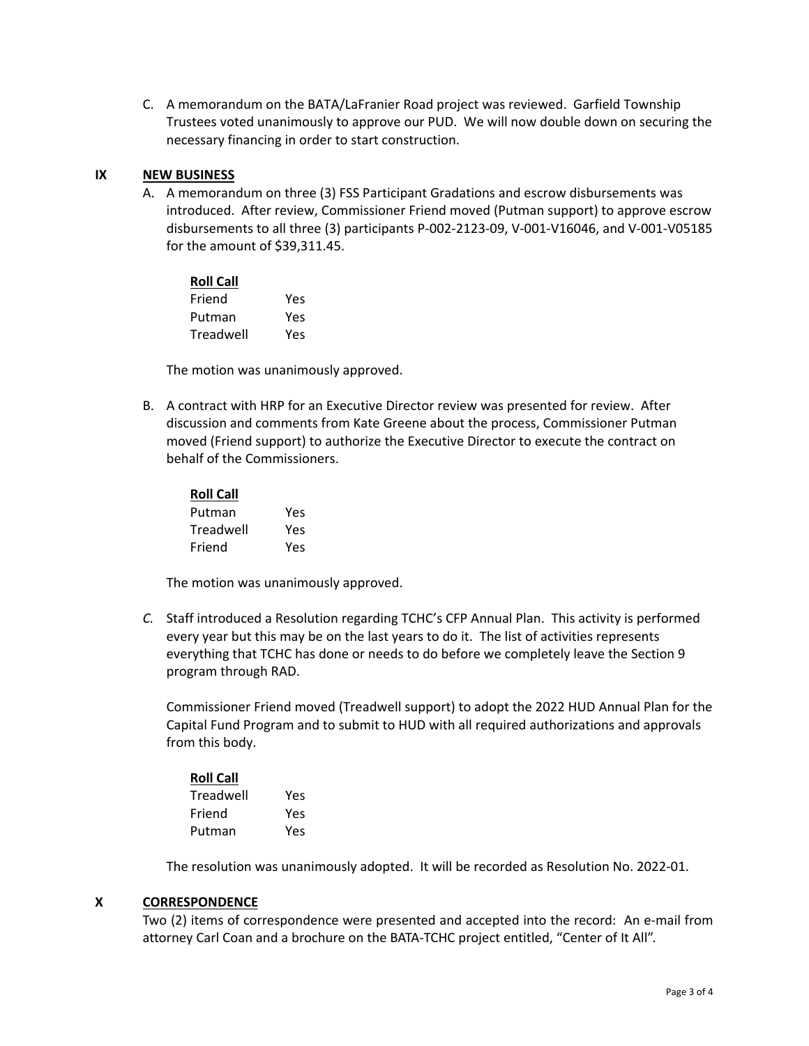C. A memorandum on the BATA/LaFranier Road project was reviewed. Garfield Township Trustees voted unanimously to approve our PUD. We will now double down on securing the necessary financing in order to start construction.

## IX NEW BUSINESS

A. A memorandum on three (3) FSS Participant Gradations and escrow disbursements was introduced. After review, Commissioner Friend moved (Putman support) to approve escrow disbursements to all three (3) participants P-002-2123-09, V-001-V16046, and V-001-V05185 for the amount of $39,311.45.

**Roll Call**

| | |
|---|---|
| Friend | Yes |
| Putman | Yes |
| Treadwell | Yes |

The motion was unanimously approved.

B. A contract with HRP for an Executive Director review was presented for review. After discussion and comments from Kate Greene about the process, Commissioner Putman moved (Friend support) to authorize the Executive Director to execute the contract on behalf of the Commissioners.

**Roll Call**

| | |
|---|---|
| Putman | Yes |
| Treadwell | Yes |
| Friend | Yes |

The motion was unanimously approved.

*C.* Staff introduced a Resolution regarding TCHC's CFP Annual Plan. This activity is performed every year but this may be on the last years to do it. The list of activities represents everything that TCHC has done or needs to do before we completely leave the Section 9 program through RAD.

Commissioner Friend moved (Treadwell support) to adopt the 2022 HUD Annual Plan for the Capital Fund Program and to submit to HUD with all required authorizations and approvals from this body.

**Roll Call**

| | |
|---|---|
| Treadwell | Yes |
| Friend | Yes |
| Putman | Yes |

The resolution was unanimously adopted. It will be recorded as Resolution No. 2022-01.

## X CORRESPONDENCE

Two (2) items of correspondence were presented and accepted into the record: An e-mail from attorney Carl Coan and a brochure on the BATA-TCHC project entitled, "Center of It All".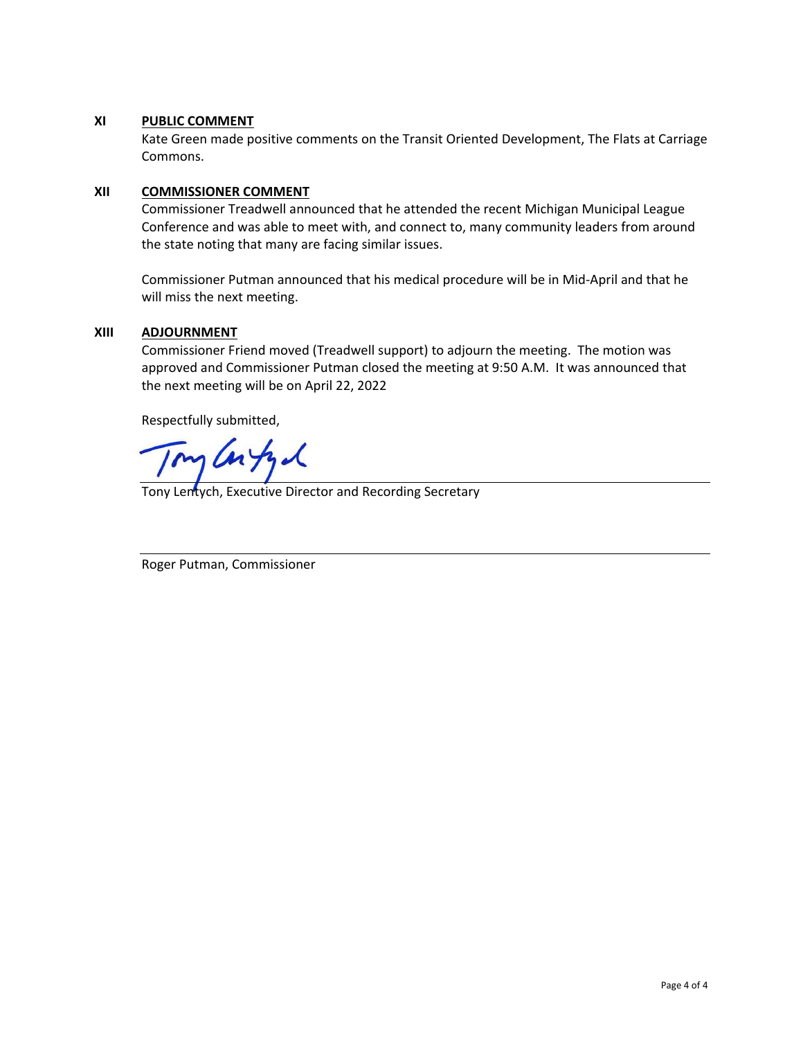## XI PUBLIC COMMENT

Kate Green made positive comments on the Transit Oriented Development, The Flats at Carriage Commons.

## XII COMMISSIONER COMMENT

Commissioner Treadwell announced that he attended the recent Michigan Municipal League Conference and was able to meet with, and connect to, many community leaders from around the state noting that many are facing similar issues.

Commissioner Putman announced that his medical procedure will be in Mid-April and that he will miss the next meeting.

## XIII ADJOURNMENT

Commissioner Friend moved (Treadwell support) to adjourn the meeting. The motion was approved and Commissioner Putman closed the meeting at 9:50 A.M. It was announced that the next meeting will be on April 22, 2022

Respectfully submitted,

Tony Lentych, Executive Director and Recording Secretary

Roger Putman, Commissioner